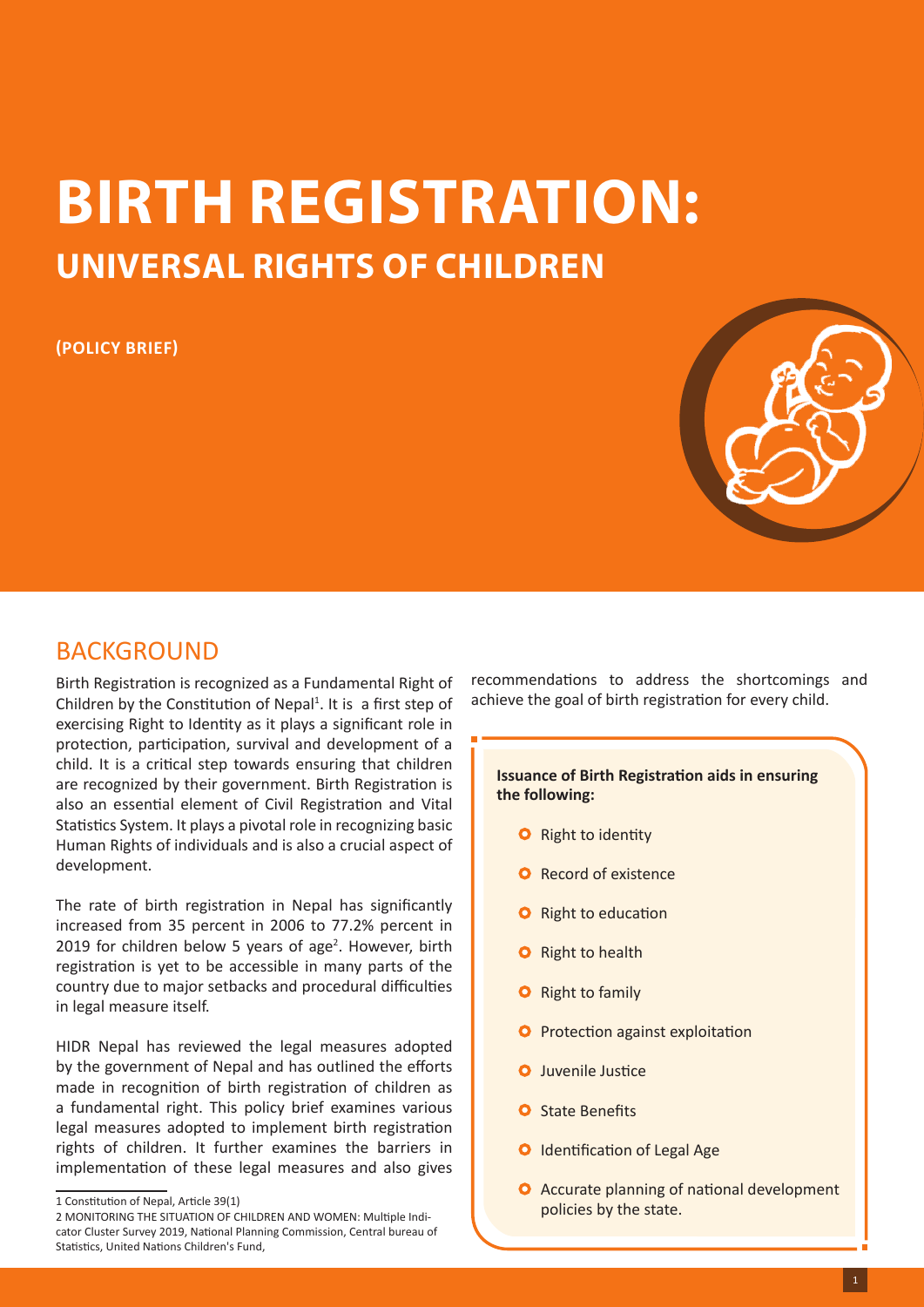# BIRTH REGISTRATION:
## UNIVERSAL RIGHTS OF CHILDREN

**(POLICY BRIEF)**

## BACKGROUND

Birth Registration is recognized as a Fundamental Right of Children by the Constitution of Nepal[1]. It is a first step of exercising Right to Identity as it plays a significant role in protection, participation, survival and development of a child. It is a critical step towards ensuring that children are recognized by their government. Birth Registration is also an essential element of Civil Registration and Vital Statistics System. It plays a pivotal role in recognizing basic Human Rights of individuals and is also a crucial aspect of development.

The rate of birth registration in Nepal has significantly increased from 35 percent in 2006 to 77.2% percent in 2019 for children below 5 years of age[2]. However, birth registration is yet to be accessible in many parts of the country due to major setbacks and procedural difficulties in legal measure itself.

HIDR Nepal has reviewed the legal measures adopted by the government of Nepal and has outlined the efforts made in recognition of birth registration of children as a fundamental right. This policy brief examines various legal measures adopted to implement birth registration rights of children. It further examines the barriers in implementation of these legal measures and also gives recommendations to address the shortcomings and achieve the goal of birth registration for every child.

**Issuance of Birth Registration aids in ensuring the following:**

- Right to identity
- Record of existence
- Right to education
- Right to health
- Right to family
- Protection against exploitation
- Juvenile Justice
- State Benefits
- Identification of Legal Age
- Accurate planning of national development policies by the state.

---

1 Constitution of Nepal, Article 39(1)

2 MONITORING THE SITUATION OF CHILDREN AND WOMEN: Multiple Indicator Cluster Survey 2019, National Planning Commission, Central bureau of Statistics, United Nations Children's Fund,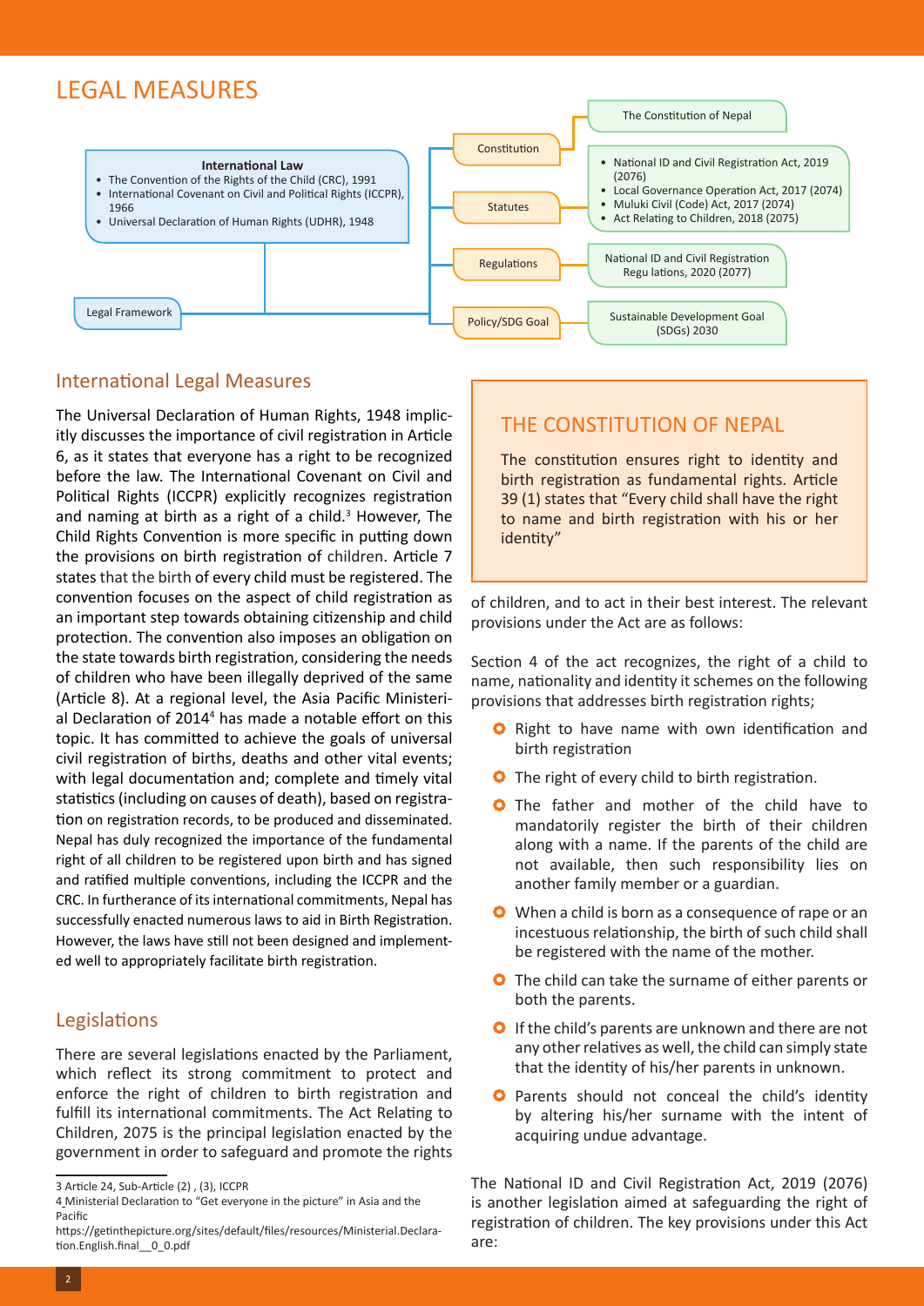# LEGAL MEASURES

**Legal Framework**

- **International Law**
  - The Convention of the Rights of the Child (CRC), 1991
  - International Covenant on Civil and Political Rights (ICCPR), 1966
  - Universal Declaration of Human Rights (UDHR), 1948
- **Constitution**
  - The Constitution of Nepal
- **Statutes**
  - National ID and Civil Registration Act, 2019 (2076)
  - Local Governance Operation Act, 2017 (2074)
  - Muluki Civil (Code) Act, 2017 (2074)
  - Act Relating to Children, 2018 (2075)
- **Regulations**
  - National ID and Civil Registration Regu lations, 2020 (2077)
- **Policy/SDG Goal**
  - Sustainable Development Goal (SDGs) 2030

## International Legal Measures

The Universal Declaration of Human Rights, 1948 implicitly discusses the importance of civil registration in Article 6, as it states that everyone has a right to be recognized before the law. The International Covenant on Civil and Political Rights (ICCPR) explicitly recognizes registration and naming at birth as a right of a child.[3] However, The Child Rights Convention is more specific in putting down the provisions on birth registration of children. Article 7 states that the birth of every child must be registered. The convention focuses on the aspect of child registration as an important step towards obtaining citizenship and child protection. The convention also imposes an obligation on the state towards birth registration, considering the needs of children who have been illegally deprived of the same (Article 8). At a regional level, the Asia Pacific Ministerial Declaration of 2014[4] has made a notable effort on this topic. It has committed to achieve the goals of universal civil registration of births, deaths and other vital events; with legal documentation and; complete and timely vital statistics (including on causes of death), based on registration on registration records, to be produced and disseminated. Nepal has duly recognized the importance of the fundamental right of all children to be registered upon birth and has signed and ratified multiple conventions, including the ICCPR and the CRC. In furtherance of its international commitments, Nepal has successfully enacted numerous laws to aid in Birth Registration. However, the laws have still not been designed and implemented well to appropriately facilitate birth registration.

## Legislations

There are several legislations enacted by the Parliament, which reflect its strong commitment to protect and enforce the right of children to birth registration and fulfill its international commitments. The Act Relating to Children, 2075 is the principal legislation enacted by the government in order to safeguard and promote the rights of children, and to act in their best interest. The relevant provisions under the Act are as follows:

> ### THE CONSTITUTION OF NEPAL
>
> The constitution ensures right to identity and birth registration as fundamental rights. Article 39 (1) states that "Every child shall have the right to name and birth registration with his or her identity"

Section 4 of the act recognizes, the right of a child to name, nationality and identity it schemes on the following provisions that addresses birth registration rights;

- Right to have name with own identification and birth registration
- The right of every child to birth registration.
- The father and mother of the child have to mandatorily register the birth of their children along with a name. If the parents of the child are not available, then such responsibility lies on another family member or a guardian.
- When a child is born as a consequence of rape or an incestuous relationship, the birth of such child shall be registered with the name of the mother.
- The child can take the surname of either parents or both the parents.
- If the child's parents are unknown and there are not any other relatives as well, the child can simply state that the identity of his/her parents in unknown.
- Parents should not conceal the child's identity by altering his/her surname with the intent of acquiring undue advantage.

The National ID and Civil Registration Act, 2019 (2076) is another legislation aimed at safeguarding the right of registration of children. The key provisions under this Act are:

---

3 Article 24, Sub-Article (2) , (3), ICCPR

4 Ministerial Declaration to "Get everyone in the picture" in Asia and the Pacific
https://getinthepicture.org/sites/default/files/resources/Ministerial.Declaration.English.final__0_0.pdf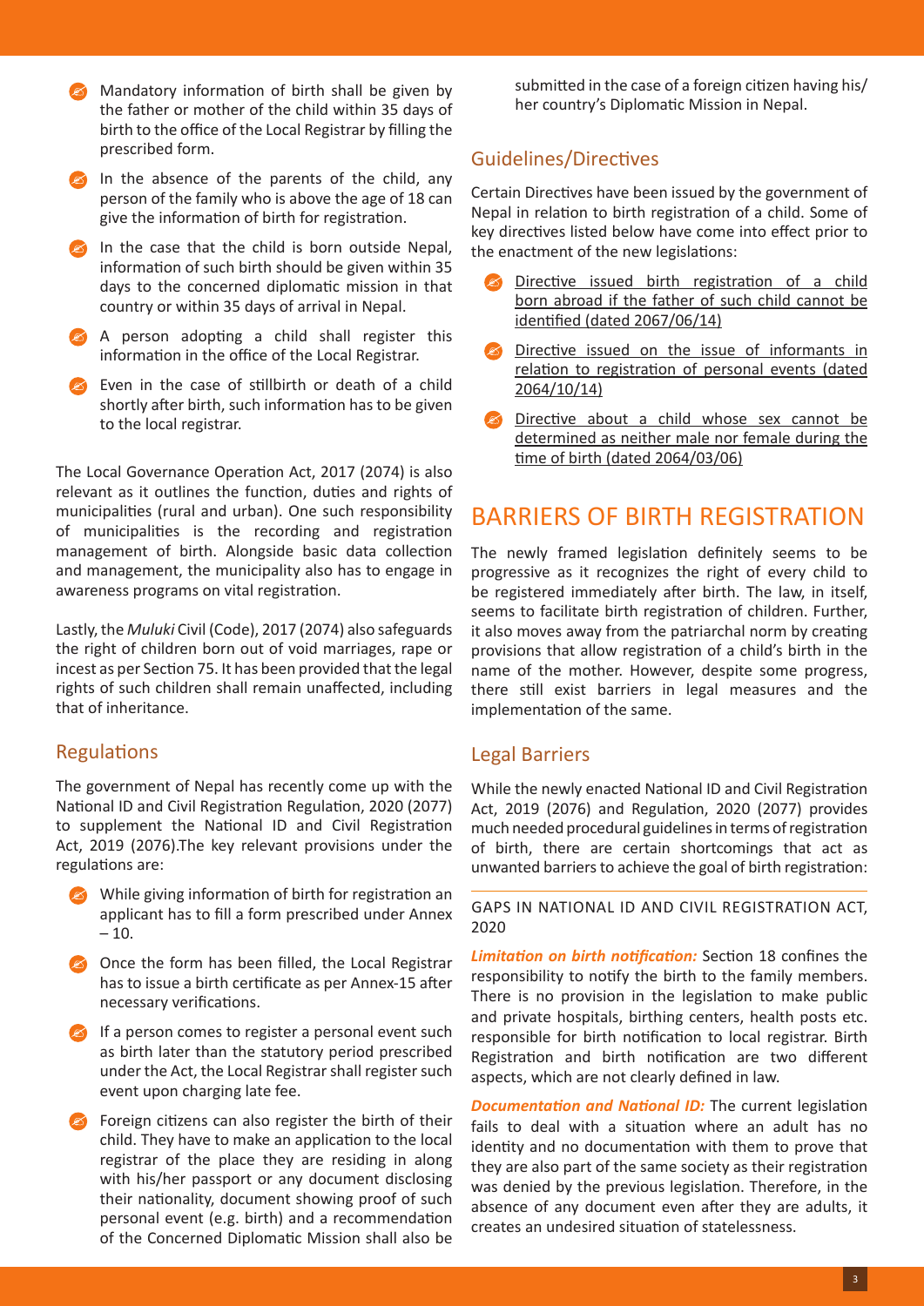- Mandatory information of birth shall be given by the father or mother of the child within 35 days of birth to the office of the Local Registrar by filling the prescribed form.
- In the absence of the parents of the child, any person of the family who is above the age of 18 can give the information of birth for registration.
- In the case that the child is born outside Nepal, information of such birth should be given within 35 days to the concerned diplomatic mission in that country or within 35 days of arrival in Nepal.
- A person adopting a child shall register this information in the office of the Local Registrar.
- Even in the case of stillbirth or death of a child shortly after birth, such information has to be given to the local registrar.

The Local Governance Operation Act, 2017 (2074) is also relevant as it outlines the function, duties and rights of municipalities (rural and urban). One such responsibility of municipalities is the recording and registration management of birth. Alongside basic data collection and management, the municipality also has to engage in awareness programs on vital registration.

Lastly, the *Muluki* Civil (Code), 2017 (2074) also safeguards the right of children born out of void marriages, rape or incest as per Section 75. It has been provided that the legal rights of such children shall remain unaffected, including that of inheritance.

### Regulations

The government of Nepal has recently come up with the National ID and Civil Registration Regulation, 2020 (2077) to supplement the National ID and Civil Registration Act, 2019 (2076).The key relevant provisions under the regulations are:

- While giving information of birth for registration an applicant has to fill a form prescribed under Annex – 10.
- Once the form has been filled, the Local Registrar has to issue a birth certificate as per Annex-15 after necessary verifications.
- If a person comes to register a personal event such as birth later than the statutory period prescribed under the Act, the Local Registrar shall register such event upon charging late fee.
- Foreign citizens can also register the birth of their child. They have to make an application to the local registrar of the place they are residing in along with his/her passport or any document disclosing their nationality, document showing proof of such personal event (e.g. birth) and a recommendation of the Concerned Diplomatic Mission shall also be submitted in the case of a foreign citizen having his/her country's Diplomatic Mission in Nepal.

### Guidelines/Directives

Certain Directives have been issued by the government of Nepal in relation to birth registration of a child. Some of key directives listed below have come into effect prior to the enactment of the new legislations:

- Directive issued birth registration of a child born abroad if the father of such child cannot be identified (dated 2067/06/14)
- Directive issued on the issue of informants in relation to registration of personal events (dated 2064/10/14)
- Directive about a child whose sex cannot be determined as neither male nor female during the time of birth (dated 2064/03/06)

## BARRIERS OF BIRTH REGISTRATION

The newly framed legislation definitely seems to be progressive as it recognizes the right of every child to be registered immediately after birth. The law, in itself, seems to facilitate birth registration of children. Further, it also moves away from the patriarchal norm by creating provisions that allow registration of a child's birth in the name of the mother. However, despite some progress, there still exist barriers in legal measures and the implementation of the same.

### Legal Barriers

While the newly enacted National ID and Civil Registration Act, 2019 (2076) and Regulation, 2020 (2077) provides much needed procedural guidelines in terms of registration of birth, there are certain shortcomings that act as unwanted barriers to achieve the goal of birth registration:

#### GAPS IN NATIONAL ID AND CIVIL REGISTRATION ACT, 2020

***Limitation on birth notification:*** Section 18 confines the responsibility to notify the birth to the family members. There is no provision in the legislation to make public and private hospitals, birthing centers, health posts etc. responsible for birth notification to local registrar. Birth Registration and birth notification are two different aspects, which are not clearly defined in law.

***Documentation and National ID:*** The current legislation fails to deal with a situation where an adult has no identity and no documentation with them to prove that they are also part of the same society as their registration was denied by the previous legislation. Therefore, in the absence of any document even after they are adults, it creates an undesired situation of statelessness.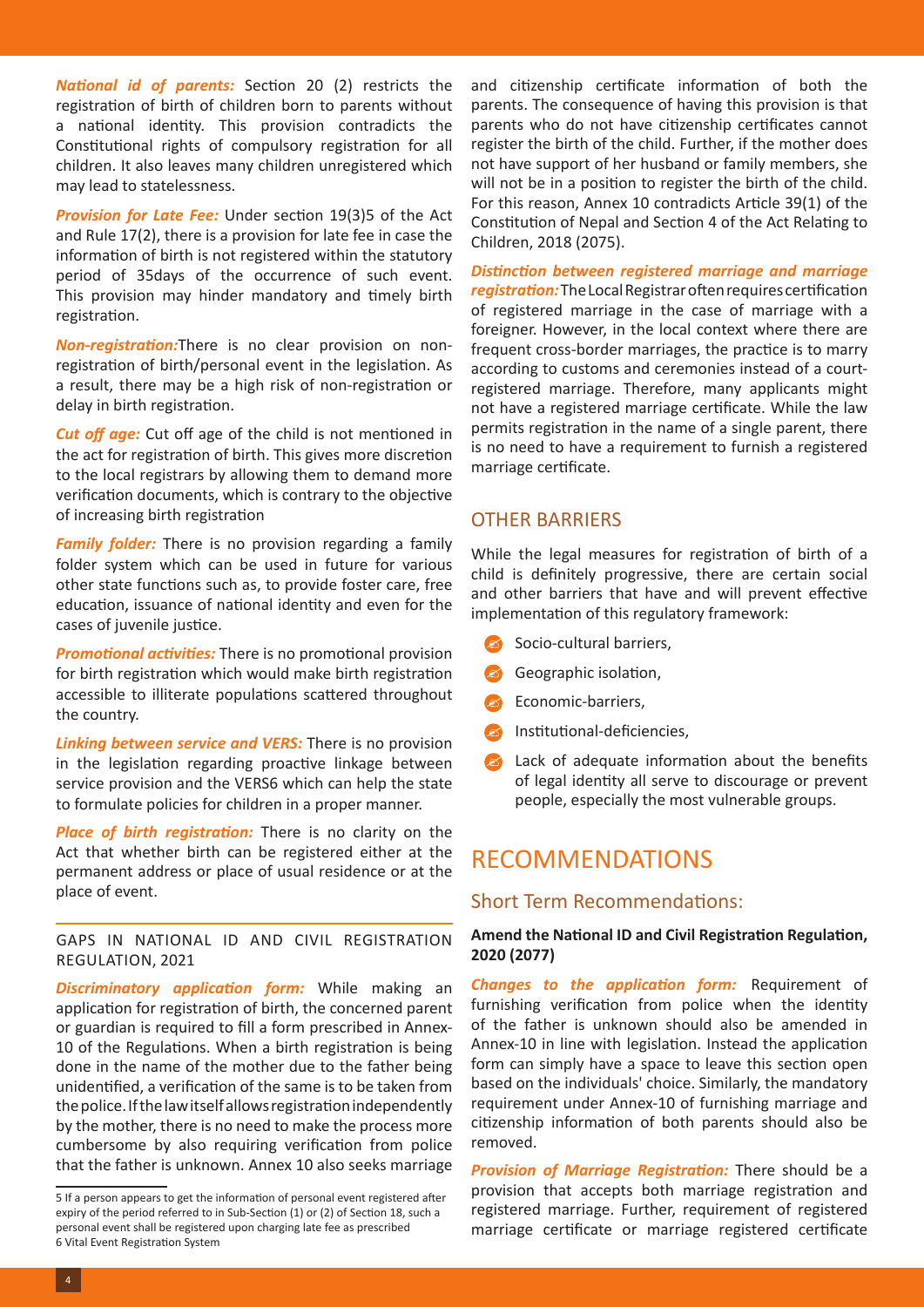***National id of parents:*** Section 20 (2) restricts the registration of birth of children born to parents without a national identity. This provision contradicts the Constitutional rights of compulsory registration for all children. It also leaves many children unregistered which may lead to statelessness.

***Provision for Late Fee:*** Under section 19(3)5 of the Act and Rule 17(2), there is a provision for late fee in case the information of birth is not registered within the statutory period of 35days of the occurrence of such event. This provision may hinder mandatory and timely birth registration.

***Non-registration:***There is no clear provision on non-registration of birth/personal event in the legislation. As a result, there may be a high risk of non-registration or delay in birth registration.

***Cut off age:*** Cut off age of the child is not mentioned in the act for registration of birth. This gives more discretion to the local registrars by allowing them to demand more verification documents, which is contrary to the objective of increasing birth registration

***Family folder:*** There is no provision regarding a family folder system which can be used in future for various other state functions such as, to provide foster care, free education, issuance of national identity and even for the cases of juvenile justice.

***Promotional activities:*** There is no promotional provision for birth registration which would make birth registration accessible to illiterate populations scattered throughout the country.

***Linking between service and VERS:*** There is no provision in the legislation regarding proactive linkage between service provision and the VERS6 which can help the state to formulate policies for children in a proper manner.

***Place of birth registration:*** There is no clarity on the Act that whether birth can be registered either at the permanent address or place of usual residence or at the place of event.

### GAPS IN NATIONAL ID AND CIVIL REGISTRATION REGULATION, 2021

***Discriminatory application form:*** While making an application for registration of birth, the concerned parent or guardian is required to fill a form prescribed in Annex-10 of the Regulations. When a birth registration is being done in the name of the mother due to the father being unidentified, a verification of the same is to be taken from the police. If the law itself allows registration independently by the mother, there is no need to make the process more cumbersome by also requiring verification from police that the father is unknown. Annex 10 also seeks marriage and citizenship certificate information of both the parents. The consequence of having this provision is that parents who do not have citizenship certificates cannot register the birth of the child. Further, if the mother does not have support of her husband or family members, she will not be in a position to register the birth of the child. For this reason, Annex 10 contradicts Article 39(1) of the Constitution of Nepal and Section 4 of the Act Relating to Children, 2018 (2075).

***Distinction between registered marriage and marriage registration:*** The Local Registrar often requires certification of registered marriage in the case of marriage with a foreigner. However, in the local context where there are frequent cross-border marriages, the practice is to marry according to customs and ceremonies instead of a court-registered marriage. Therefore, many applicants might not have a registered marriage certificate. While the law permits registration in the name of a single parent, there is no need to have a requirement to furnish a registered marriage certificate.

## OTHER BARRIERS

While the legal measures for registration of birth of a child is definitely progressive, there are certain social and other barriers that have and will prevent effective implementation of this regulatory framework:

- Socio-cultural barriers,
- Geographic isolation,
- Economic-barriers,
- Institutional-deficiencies,
- Lack of adequate information about the benefits of legal identity all serve to discourage or prevent people, especially the most vulnerable groups.

# RECOMMENDATIONS

## Short Term Recommendations:

**Amend the National ID and Civil Registration Regulation, 2020 (2077)**

***Changes to the application form:*** Requirement of furnishing verification from police when the identity of the father is unknown should also be amended in Annex-10 in line with legislation. Instead the application form can simply have a space to leave this section open based on the individuals' choice. Similarly, the mandatory requirement under Annex-10 of furnishing marriage and citizenship information of both parents should also be removed.

***Provision of Marriage Registration:*** There should be a provision that accepts both marriage registration and registered marriage. Further, requirement of registered marriage certificate or marriage registered certificate

---

5 If a person appears to get the information of personal event registered after expiry of the period referred to in Sub-Section (1) or (2) of Section 18, such a personal event shall be registered upon charging late fee as prescribed

6 Vital Event Registration System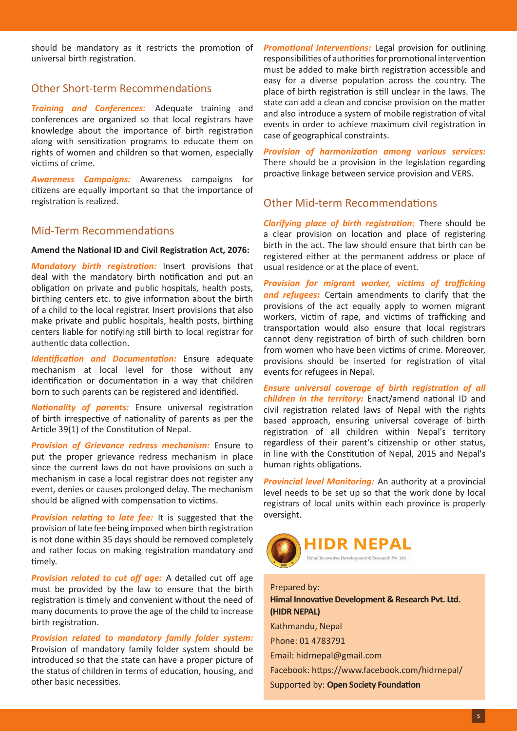should be mandatory as it restricts the promotion of universal birth registration.

## Other Short-term Recommendations

***Training and Conferences:*** Adequate training and conferences are organized so that local registrars have knowledge about the importance of birth registration along with sensitization programs to educate them on rights of women and children so that women, especially victims of crime.

***Awareness Campaigns:*** Awareness campaigns for citizens are equally important so that the importance of registration is realized.

## Mid-Term Recommendations

**Amend the National ID and Civil Registration Act, 2076:**

***Mandatory birth registration:*** Insert provisions that deal with the mandatory birth notification and put an obligation on private and public hospitals, health posts, birthing centers etc. to give information about the birth of a child to the local registrar. Insert provisions that also make private and public hospitals, health posts, birthing centers liable for notifying still birth to local registrar for authentic data collection.

***Identification and Documentation:*** Ensure adequate mechanism at local level for those without any identification or documentation in a way that children born to such parents can be registered and identified.

***Nationality of parents:*** Ensure universal registration of birth irrespective of nationality of parents as per the Article 39(1) of the Constitution of Nepal.

***Provision of Grievance redress mechanism:*** Ensure to put the proper grievance redress mechanism in place since the current laws do not have provisions on such a mechanism in case a local registrar does not register any event, denies or causes prolonged delay. The mechanism should be aligned with compensation to victims.

***Provision relating to late fee:*** It is suggested that the provision of late fee being imposed when birth registration is not done within 35 days should be removed completely and rather focus on making registration mandatory and timely.

***Provision related to cut off age:*** A detailed cut off age must be provided by the law to ensure that the birth registration is timely and convenient without the need of many documents to prove the age of the child to increase birth registration.

***Provision related to mandatory family folder system:*** Provision of mandatory family folder system should be introduced so that the state can have a proper picture of the status of children in terms of education, housing, and other basic necessities.

***Promotional Interventions:*** Legal provision for outlining responsibilities of authorities for promotional intervention must be added to make birth registration accessible and easy for a diverse population across the country. The place of birth registration is still unclear in the laws. The state can add a clean and concise provision on the matter and also introduce a system of mobile registration of vital events in order to achieve maximum civil registration in case of geographical constraints.

***Provision of harmonization among various services:*** There should be a provision in the legislation regarding proactive linkage between service provision and VERS.

## Other Mid-term Recommendations

***Clarifying place of birth registration:*** There should be a clear provision on location and place of registering birth in the act. The law should ensure that birth can be registered either at the permanent address or place of usual residence or at the place of event.

***Provision for migrant worker, victims of trafficking and refugees:*** Certain amendments to clarify that the provisions of the act equally apply to women migrant workers, victim of rape, and victims of trafficking and transportation would also ensure that local registrars cannot deny registration of birth of such children born from women who have been victims of crime. Moreover, provisions should be inserted for registration of vital events for refugees in Nepal.

***Ensure universal coverage of birth registration of all children in the territory:*** Enact/amend national ID and civil registration related laws of Nepal with the rights based approach, ensuring universal coverage of birth registration of all children within Nepal's territory regardless of their parent's citizenship or other status, in line with the Constitution of Nepal, 2015 and Nepal's human rights obligations.

***Provincial level Monitoring:*** An authority at a provincial level needs to be set up so that the work done by local registrars of local units within each province is properly oversight.

**HIDR NEPAL**

Himal Innovative Development & Research Pvt. Ltd.

Prepared by:

**Himal Innovative Development & Research Pvt. Ltd. (HIDR NEPAL)**

Kathmandu, Nepal

Phone: 01 4783791

Email: hidrnepal@gmail.com

Facebook: https://www.facebook.com/hidrnepal/

Supported by: **Open Society Foundation**